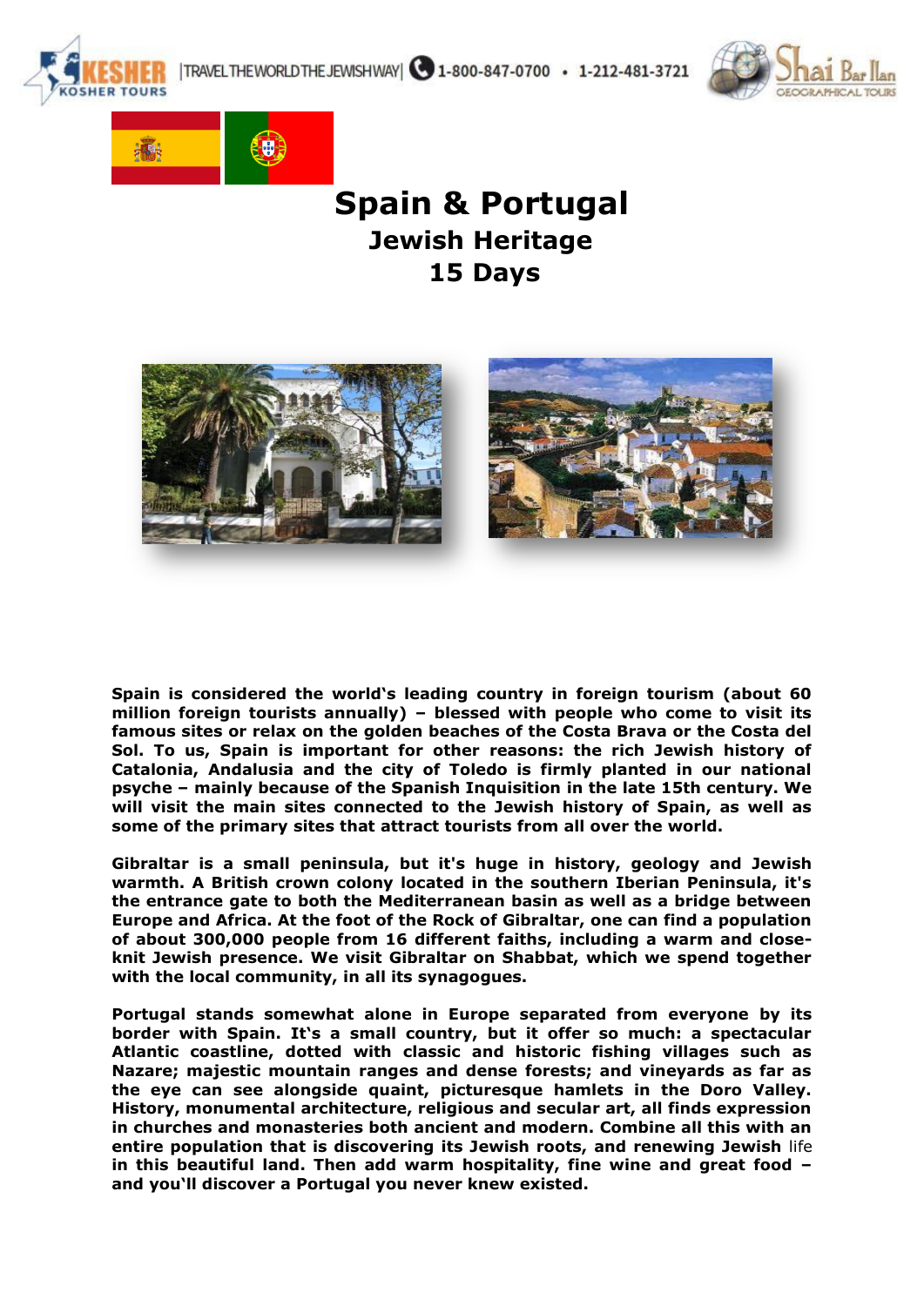# Spain & Portugal

## Jewish Heritage

## 15 Days

**Spain is considered the world's leading country in foreign tourism (about 60 million foreign tourists annually) – blessed with people who come to visit its famous sites or relax on the golden beaches of the Costa Brava or the Costa del Sol. To us, Spain is important for other reasons: the rich Jewish history of Catalonia, Andalusia and the city of Toledo is firmly planted in our national psyche – mainly because of the Spanish Inquisition in the late 15th century. We will visit the main sites connected to the Jewish history of Spain, as well as some of the primary sites that attract tourists from all over the world.**

**Gibraltar is a small peninsula, but it's huge in history, geology and Jewish warmth. A British crown colony located in the southern Iberian Peninsula, it's the entrance gate to both the Mediterranean basin as well as a bridge between Europe and Africa. At the foot of the Rock of Gibraltar, one can find a population of about 300,000 people from 16 different faiths, including a warm and close-knit Jewish presence. We visit Gibraltar on Shabbat, which we spend together with the local community, in all its synagogues.**

**Portugal stands somewhat alone in Europe separated from everyone by its border with Spain. It's a small country, but it offer so much: a spectacular Atlantic coastline, dotted with classic and historic fishing villages such as Nazare; majestic mountain ranges and dense forests; and vineyards as far as the eye can see alongside quaint, picturesque hamlets in the Doro Valley. History, monumental architecture, religious and secular art, all finds expression in churches and monasteries both ancient and modern. Combine all this with an entire population that is discovering its Jewish roots, and renewing Jewish** life **in this beautiful land. Then add warm hospitality, fine wine and great food – and you'll discover a Portugal you never knew existed.**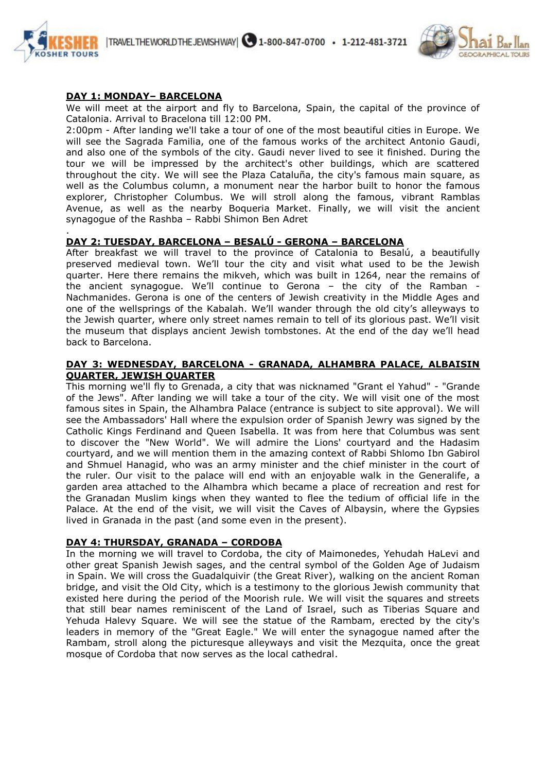**DAY 1: MONDAY– BARCELONA**

We will meet at the airport and fly to Barcelona, Spain, the capital of the province of Catalonia. Arrival to Bracelona till 12:00 PM.

2:00pm - After landing we'll take a tour of one of the most beautiful cities in Europe. We will see the Sagrada Familia, one of the famous works of the architect Antonio Gaudi, and also one of the symbols of the city. Gaudi never lived to see it finished. During the tour we will be impressed by the architect's other buildings, which are scattered throughout the city. We will see the Plaza Cataluña, the city's famous main square, as well as the Columbus column, a monument near the harbor built to honor the famous explorer, Christopher Columbus. We will stroll along the famous, vibrant Ramblas Avenue, as well as the nearby Boqueria Market. Finally, we will visit the ancient synagogue of the Rashba – Rabbi Shimon Ben Adret

.

**DAY 2: TUESDAY, BARCELONA – BESALÚ - GERONA – BARCELONA**

After breakfast we will travel to the province of Catalonia to Besalú, a beautifully preserved medieval town. We'll tour the city and visit what used to be the Jewish quarter. Here there remains the mikveh, which was built in 1264, near the remains of the ancient synagogue. We'll continue to Gerona – the city of the Ramban - Nachmanides. Gerona is one of the centers of Jewish creativity in the Middle Ages and one of the wellsprings of the Kabalah. We'll wander through the old city's alleyways to the Jewish quarter, where only street names remain to tell of its glorious past. We'll visit the museum that displays ancient Jewish tombstones. At the end of the day we'll head back to Barcelona.

**DAY 3: WEDNESDAY, BARCELONA - GRANADA, ALHAMBRA PALACE, ALBAISIN QUARTER, JEWISH QUARTER**

This morning we'll fly to Grenada, a city that was nicknamed "Grant el Yahud" - "Grande of the Jews". After landing we will take a tour of the city. We will visit one of the most famous sites in Spain, the Alhambra Palace (entrance is subject to site approval). We will see the Ambassadors' Hall where the expulsion order of Spanish Jewry was signed by the Catholic Kings Ferdinand and Queen Isabella. It was from here that Columbus was sent to discover the "New World". We will admire the Lions' courtyard and the Hadasim courtyard, and we will mention them in the amazing context of Rabbi Shlomo Ibn Gabirol and Shmuel Hanagid, who was an army minister and the chief minister in the court of the ruler. Our visit to the palace will end with an enjoyable walk in the Generalife, a garden area attached to the Alhambra which became a place of recreation and rest for the Granadan Muslim kings when they wanted to flee the tedium of official life in the Palace. At the end of the visit, we will visit the Caves of Albaysin, where the Gypsies lived in Granada in the past (and some even in the present).

**DAY 4: THURSDAY, GRANADA – CORDOBA**

In the morning we will travel to Cordoba, the city of Maimonedes, Yehudah HaLevi and other great Spanish Jewish sages, and the central symbol of the Golden Age of Judaism in Spain. We will cross the Guadalquivir (the Great River), walking on the ancient Roman bridge, and visit the Old City, which is a testimony to the glorious Jewish community that existed here during the period of the Moorish rule. We will visit the squares and streets that still bear names reminiscent of the Land of Israel, such as Tiberias Square and Yehuda Halevy Square. We will see the statue of the Rambam, erected by the city's leaders in memory of the "Great Eagle." We will enter the synagogue named after the Rambam, stroll along the picturesque alleyways and visit the Mezquita, once the great mosque of Cordoba that now serves as the local cathedral.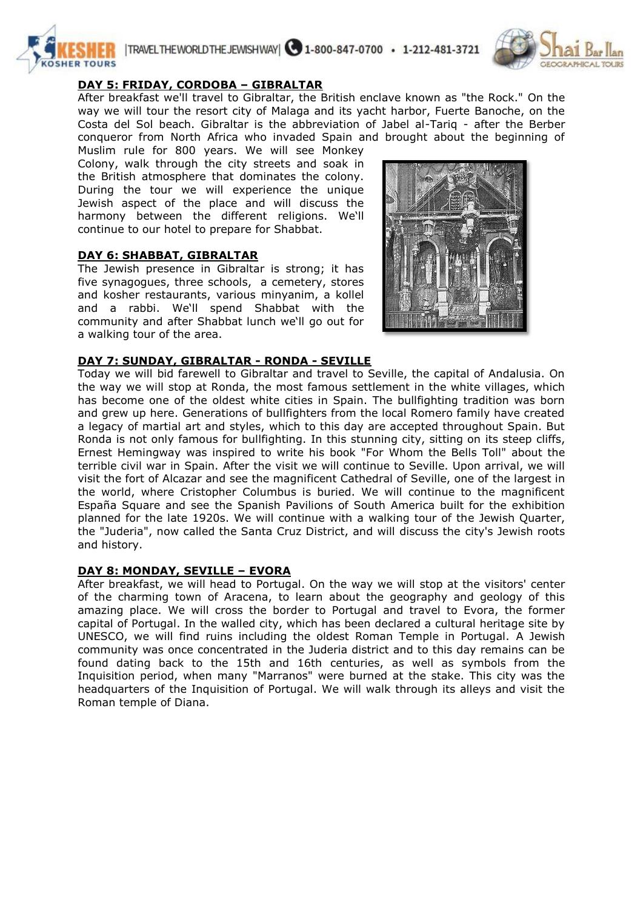**DAY 5: FRIDAY, CORDOBA – GIBRALTAR**

After breakfast we'll travel to Gibraltar, the British enclave known as "the Rock." On the way we will tour the resort city of Malaga and its yacht harbor, Fuerte Banoche, on the Costa del Sol beach. Gibraltar is the abbreviation of Jabel al-Tariq - after the Berber conqueror from North Africa who invaded Spain and brought about the beginning of Muslim rule for 800 years. We will see Monkey Colony, walk through the city streets and soak in the British atmosphere that dominates the colony. During the tour we will experience the unique Jewish aspect of the place and will discuss the harmony between the different religions. We'll continue to our hotel to prepare for Shabbat.

**DAY 6: SHABBAT, GIBRALTAR**

The Jewish presence in Gibraltar is strong; it has five synagogues, three schools, a cemetery, stores and kosher restaurants, various minyanim, a kollel and a rabbi. We'll spend Shabbat with the community and after Shabbat lunch we'll go out for a walking tour of the area.

**DAY 7: SUNDAY, GIBRALTAR - RONDA - SEVILLE**

Today we will bid farewell to Gibraltar and travel to Seville, the capital of Andalusia. On the way we will stop at Ronda, the most famous settlement in the white villages, which has become one of the oldest white cities in Spain. The bullfighting tradition was born and grew up here. Generations of bullfighters from the local Romero family have created a legacy of martial art and styles, which to this day are accepted throughout Spain. But Ronda is not only famous for bullfighting. In this stunning city, sitting on its steep cliffs, Ernest Hemingway was inspired to write his book "For Whom the Bells Toll" about the terrible civil war in Spain. After the visit we will continue to Seville. Upon arrival, we will visit the fort of Alcazar and see the magnificent Cathedral of Seville, one of the largest in the world, where Cristopher Columbus is buried. We will continue to the magnificent España Square and see the Spanish Pavilions of South America built for the exhibition planned for the late 1920s. We will continue with a walking tour of the Jewish Quarter, the "Juderia", now called the Santa Cruz District, and will discuss the city's Jewish roots and history.

**DAY 8: MONDAY, SEVILLE – EVORA**

After breakfast, we will head to Portugal. On the way we will stop at the visitors' center of the charming town of Aracena, to learn about the geography and geology of this amazing place. We will cross the border to Portugal and travel to Evora, the former capital of Portugal. In the walled city, which has been declared a cultural heritage site by UNESCO, we will find ruins including the oldest Roman Temple in Portugal. A Jewish community was once concentrated in the Juderia district and to this day remains can be found dating back to the 15th and 16th centuries, as well as symbols from the Inquisition period, when many "Marranos" were burned at the stake. This city was the headquarters of the Inquisition of Portugal. We will walk through its alleys and visit the Roman temple of Diana.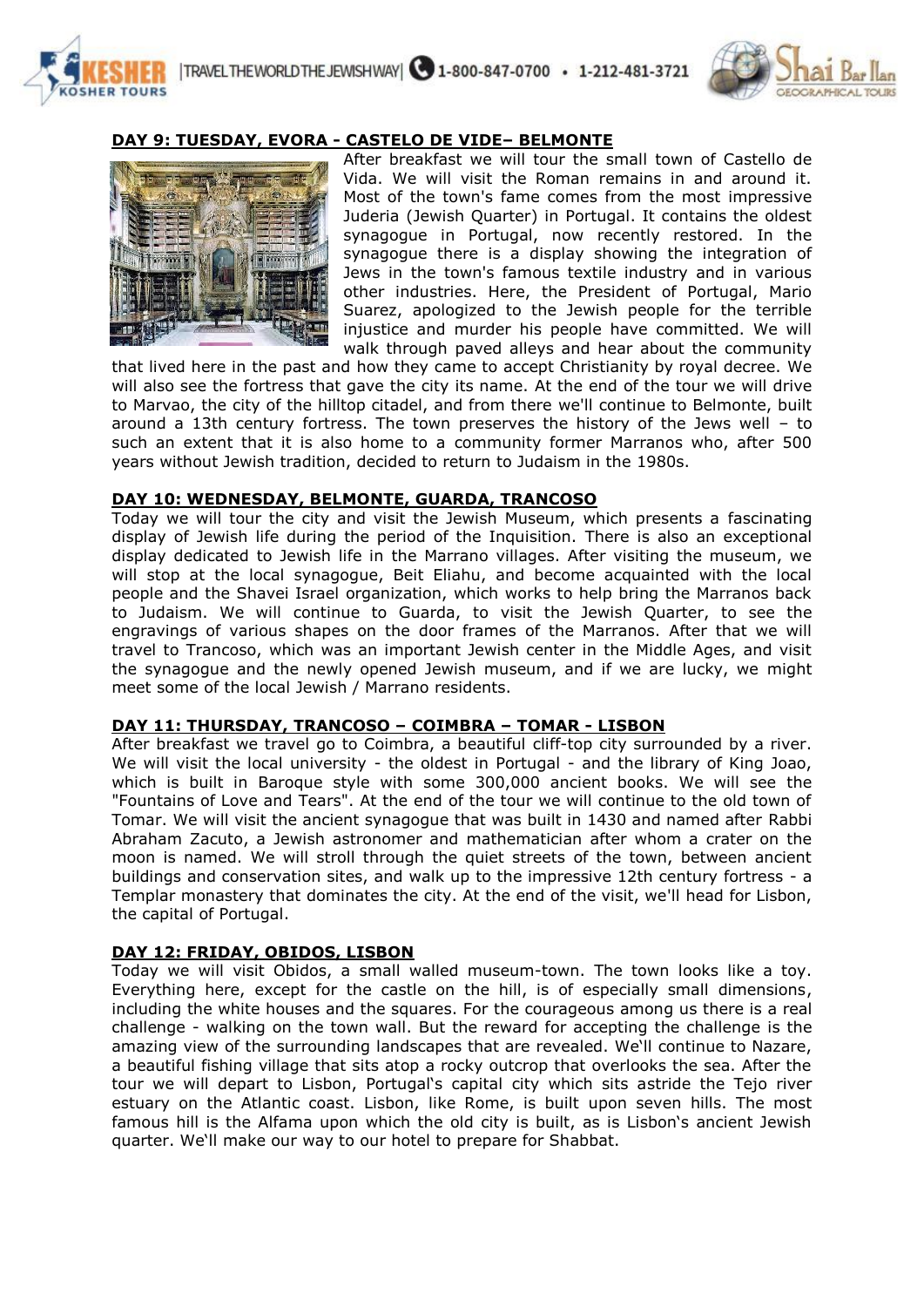## DAY 9: TUESDAY, EVORA - CASTELO DE VIDE– BELMONTE

After breakfast we will tour the small town of Castello de Vida. We will visit the Roman remains in and around it. Most of the town's fame comes from the most impressive Juderia (Jewish Quarter) in Portugal. It contains the oldest synagogue in Portugal, now recently restored. In the synagogue there is a display showing the integration of Jews in the town's famous textile industry and in various other industries. Here, the President of Portugal, Mario Suarez, apologized to the Jewish people for the terrible injustice and murder his people have committed. We will walk through paved alleys and hear about the community that lived here in the past and how they came to accept Christianity by royal decree. We will also see the fortress that gave the city its name. At the end of the tour we will drive to Marvao, the city of the hilltop citadel, and from there we'll continue to Belmonte, built around a 13th century fortress. The town preserves the history of the Jews well – to such an extent that it is also home to a community former Marranos who, after 500 years without Jewish tradition, decided to return to Judaism in the 1980s.

## DAY 10: WEDNESDAY, BELMONTE, GUARDA, TRANCOSO

Today we will tour the city and visit the Jewish Museum, which presents a fascinating display of Jewish life during the period of the Inquisition. There is also an exceptional display dedicated to Jewish life in the Marrano villages. After visiting the museum, we will stop at the local synagogue, Beit Eliahu, and become acquainted with the local people and the Shavei Israel organization, which works to help bring the Marranos back to Judaism. We will continue to Guarda, to visit the Jewish Quarter, to see the engravings of various shapes on the door frames of the Marranos. After that we will travel to Trancoso, which was an important Jewish center in the Middle Ages, and visit the synagogue and the newly opened Jewish museum, and if we are lucky, we might meet some of the local Jewish / Marrano residents.

## DAY 11: THURSDAY, TRANCOSO – COIMBRA – TOMAR - LISBON

After breakfast we travel go to Coimbra, a beautiful cliff-top city surrounded by a river. We will visit the local university - the oldest in Portugal - and the library of King Joao, which is built in Baroque style with some 300,000 ancient books. We will see the "Fountains of Love and Tears". At the end of the tour we will continue to the old town of Tomar. We will visit the ancient synagogue that was built in 1430 and named after Rabbi Abraham Zacuto, a Jewish astronomer and mathematician after whom a crater on the moon is named. We will stroll through the quiet streets of the town, between ancient buildings and conservation sites, and walk up to the impressive 12th century fortress - a Templar monastery that dominates the city. At the end of the visit, we'll head for Lisbon, the capital of Portugal.

## DAY 12: FRIDAY, OBIDOS, LISBON

Today we will visit Obidos, a small walled museum-town. The town looks like a toy. Everything here, except for the castle on the hill, is of especially small dimensions, including the white houses and the squares. For the courageous among us there is a real challenge - walking on the town wall. But the reward for accepting the challenge is the amazing view of the surrounding landscapes that are revealed. We'll continue to Nazare, a beautiful fishing village that sits atop a rocky outcrop that overlooks the sea. After the tour we will depart to Lisbon, Portugal's capital city which sits astride the Tejo river estuary on the Atlantic coast. Lisbon, like Rome, is built upon seven hills. The most famous hill is the Alfama upon which the old city is built, as is Lisbon's ancient Jewish quarter. We'll make our way to our hotel to prepare for Shabbat.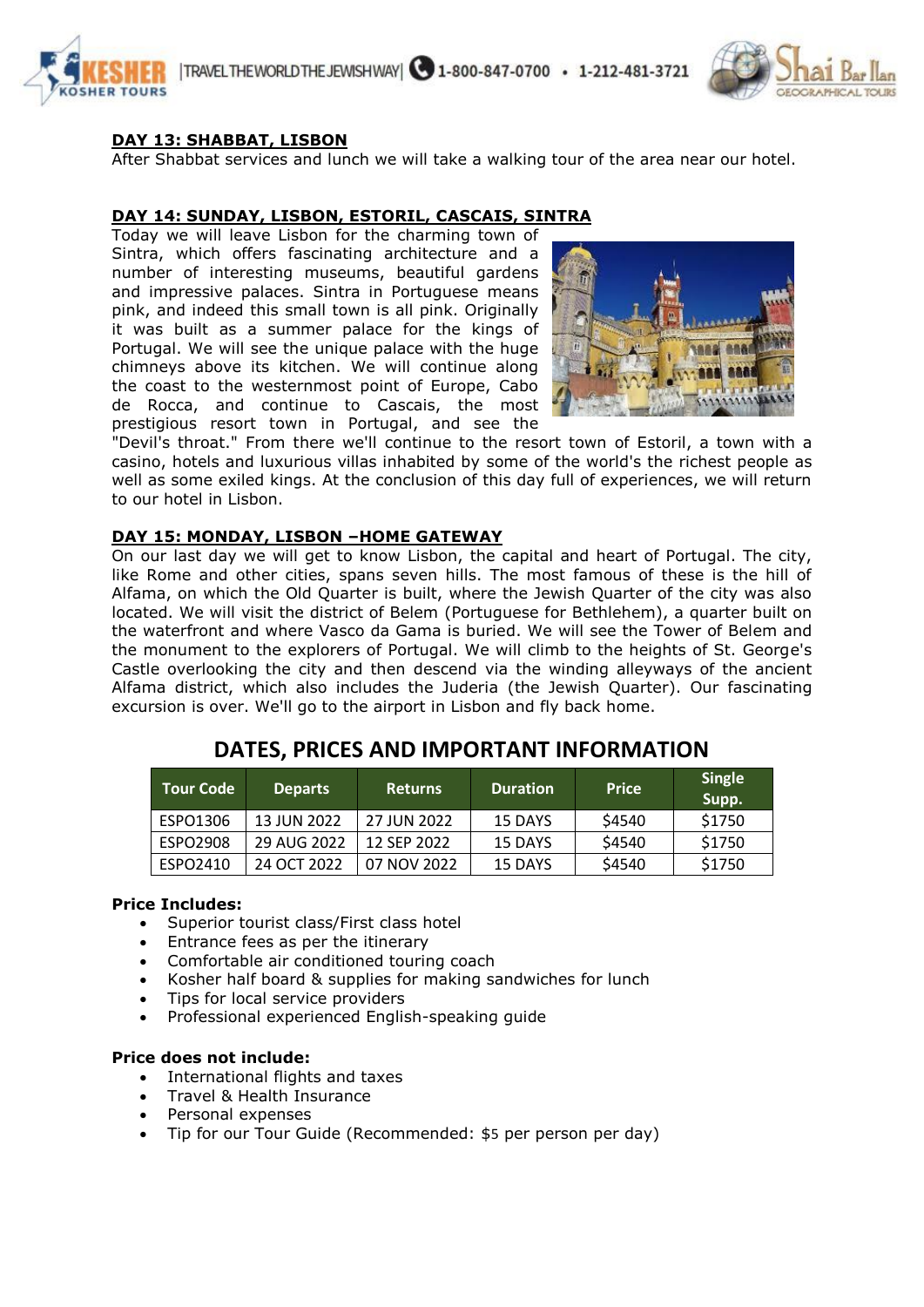**DAY 13: SHABBAT, LISBON**

After Shabbat services and lunch we will take a walking tour of the area near our hotel.

**DAY 14: SUNDAY, LISBON, ESTORIL, CASCAIS, SINTRA**

Today we will leave Lisbon for the charming town of Sintra, which offers fascinating architecture and a number of interesting museums, beautiful gardens and impressive palaces. Sintra in Portuguese means pink, and indeed this small town is all pink. Originally it was built as a summer palace for the kings of Portugal. We will see the unique palace with the huge chimneys above its kitchen. We will continue along the coast to the westernmost point of Europe, Cabo de Rocca, and continue to Cascais, the most prestigious resort town in Portugal, and see the "Devil's throat." From there we'll continue to the resort town of Estoril, a town with a casino, hotels and luxurious villas inhabited by some of the world's the richest people as well as some exiled kings. At the conclusion of this day full of experiences, we will return to our hotel in Lisbon.

**DAY 15: MONDAY, LISBON –HOME GATEWAY**

On our last day we will get to know Lisbon, the capital and heart of Portugal. The city, like Rome and other cities, spans seven hills. The most famous of these is the hill of Alfama, on which the Old Quarter is built, where the Jewish Quarter of the city was also located. We will visit the district of Belem (Portuguese for Bethlehem), a quarter built on the waterfront and where Vasco da Gama is buried. We will see the Tower of Belem and the monument to the explorers of Portugal. We will climb to the heights of St. George's Castle overlooking the city and then descend via the winding alleyways of the ancient Alfama district, which also includes the Juderia (the Jewish Quarter). Our fascinating excursion is over. We'll go to the airport in Lisbon and fly back home.

## DATES, PRICES AND IMPORTANT INFORMATION

| Tour Code | Departs | Returns | Duration | Price | Single Supp. |
|---|---|---|---|---|---|
| ESPO1306 | 13 JUN 2022 | 27 JUN 2022 | 15 DAYS | $4540 | $1750 |
| ESPO2908 | 29 AUG 2022 | 12 SEP 2022 | 15 DAYS | $4540 | $1750 |
| ESPO2410 | 24 OCT 2022 | 07 NOV 2022 | 15 DAYS | $4540 | $1750 |

**Price Includes:**

- Superior tourist class/First class hotel
- Entrance fees as per the itinerary
- Comfortable air conditioned touring coach
- Kosher half board & supplies for making sandwiches for lunch
- Tips for local service providers
- Professional experienced English-speaking guide

**Price does not include:**

- International flights and taxes
- Travel & Health Insurance
- Personal expenses
- Tip for our Tour Guide (Recommended: $5 per person per day)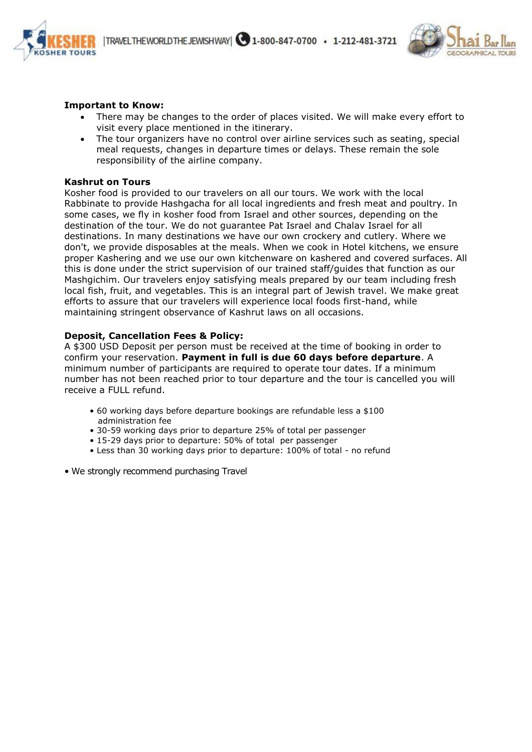**Important to Know:**

- There may be changes to the order of places visited. We will make every effort to visit every place mentioned in the itinerary.
- The tour organizers have no control over airline services such as seating, special meal requests, changes in departure times or delays. These remain the sole responsibility of the airline company.

**Kashrut on Tours**

Kosher food is provided to our travelers on all our tours. We work with the local Rabbinate to provide Hashgacha for all local ingredients and fresh meat and poultry. In some cases, we fly in kosher food from Israel and other sources, depending on the destination of the tour. We do not guarantee Pat Israel and Chalav Israel for all destinations. In many destinations we have our own crockery and cutlery. Where we don't, we provide disposables at the meals. When we cook in Hotel kitchens, we ensure proper Kashering and we use our own kitchenware on kashered and covered surfaces. All this is done under the strict supervision of our trained staff/guides that function as our Mashgichim. Our travelers enjoy satisfying meals prepared by our team including fresh local fish, fruit, and vegetables. This is an integral part of Jewish travel. We make great efforts to assure that our travelers will experience local foods first-hand, while maintaining stringent observance of Kashrut laws on all occasions.

**Deposit, Cancellation Fees & Policy:**

A $300 USD Deposit per person must be received at the time of booking in order to confirm your reservation. **Payment in full is due 60 days before departure**. A minimum number of participants are required to operate tour dates. If a minimum number has not been reached prior to tour departure and the tour is cancelled you will receive a FULL refund.

- 60 working days before departure bookings are refundable less a $100 administration fee
- 30-59 working days prior to departure 25% of total per passenger
- 15-29 days prior to departure: 50% of total per passenger
- Less than 30 working days prior to departure: 100% of total - no refund

• We strongly recommend purchasing Travel